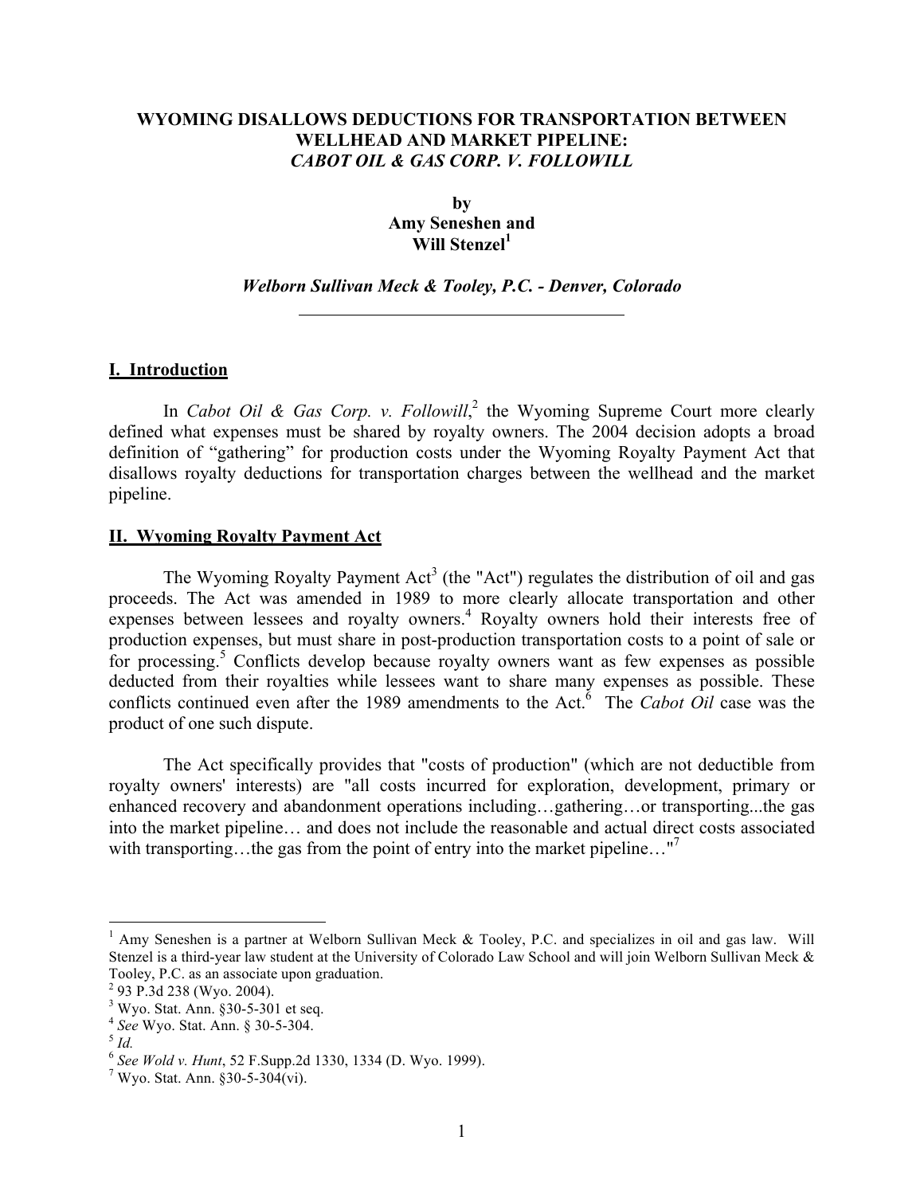# WYOMING DISALLOWS DEDUCTIONS FOR TRANSPORTATION BETWEEN WELLHEAD AND MARKET PIPELINE: *CABOT OIL & GAS CORP. V. FOLLOWILL*

**by**
**Amy Seneshen and**
**Will Stenzel**[1]

***Welborn Sullivan Meck & Tooley, P.C. - Denver, Colorado***

---

## I. Introduction

In *Cabot Oil & Gas Corp. v. Followill*,[2] the Wyoming Supreme Court more clearly defined what expenses must be shared by royalty owners. The 2004 decision adopts a broad definition of "gathering" for production costs under the Wyoming Royalty Payment Act that disallows royalty deductions for transportation charges between the wellhead and the market pipeline.

## II. Wyoming Royalty Payment Act

The Wyoming Royalty Payment Act[3] (the "Act") regulates the distribution of oil and gas proceeds. The Act was amended in 1989 to more clearly allocate transportation and other expenses between lessees and royalty owners.[4] Royalty owners hold their interests free of production expenses, but must share in post-production transportation costs to a point of sale or for processing.[5] Conflicts develop because royalty owners want as few expenses as possible deducted from their royalties while lessees want to share many expenses as possible. These conflicts continued even after the 1989 amendments to the Act.[6] The *Cabot Oil* case was the product of one such dispute.

The Act specifically provides that "costs of production" (which are not deductible from royalty owners' interests) are "all costs incurred for exploration, development, primary or enhanced recovery and abandonment operations including…gathering…or transporting...the gas into the market pipeline… and does not include the reasonable and actual direct costs associated with transporting…the gas from the point of entry into the market pipeline…"[7]

---

[1] Amy Seneshen is a partner at Welborn Sullivan Meck & Tooley, P.C. and specializes in oil and gas law. Will Stenzel is a third-year law student at the University of Colorado Law School and will join Welborn Sullivan Meck & Tooley, P.C. as an associate upon graduation.

[2] 93 P.3d 238 (Wyo. 2004).

[3] Wyo. Stat. Ann. §30-5-301 et seq.

[4] *See* Wyo. Stat. Ann. § 30-5-304.

[5] *Id.*

[6] *See Wold v. Hunt*, 52 F.Supp.2d 1330, 1334 (D. Wyo. 1999).

[7] Wyo. Stat. Ann. §30-5-304(vi).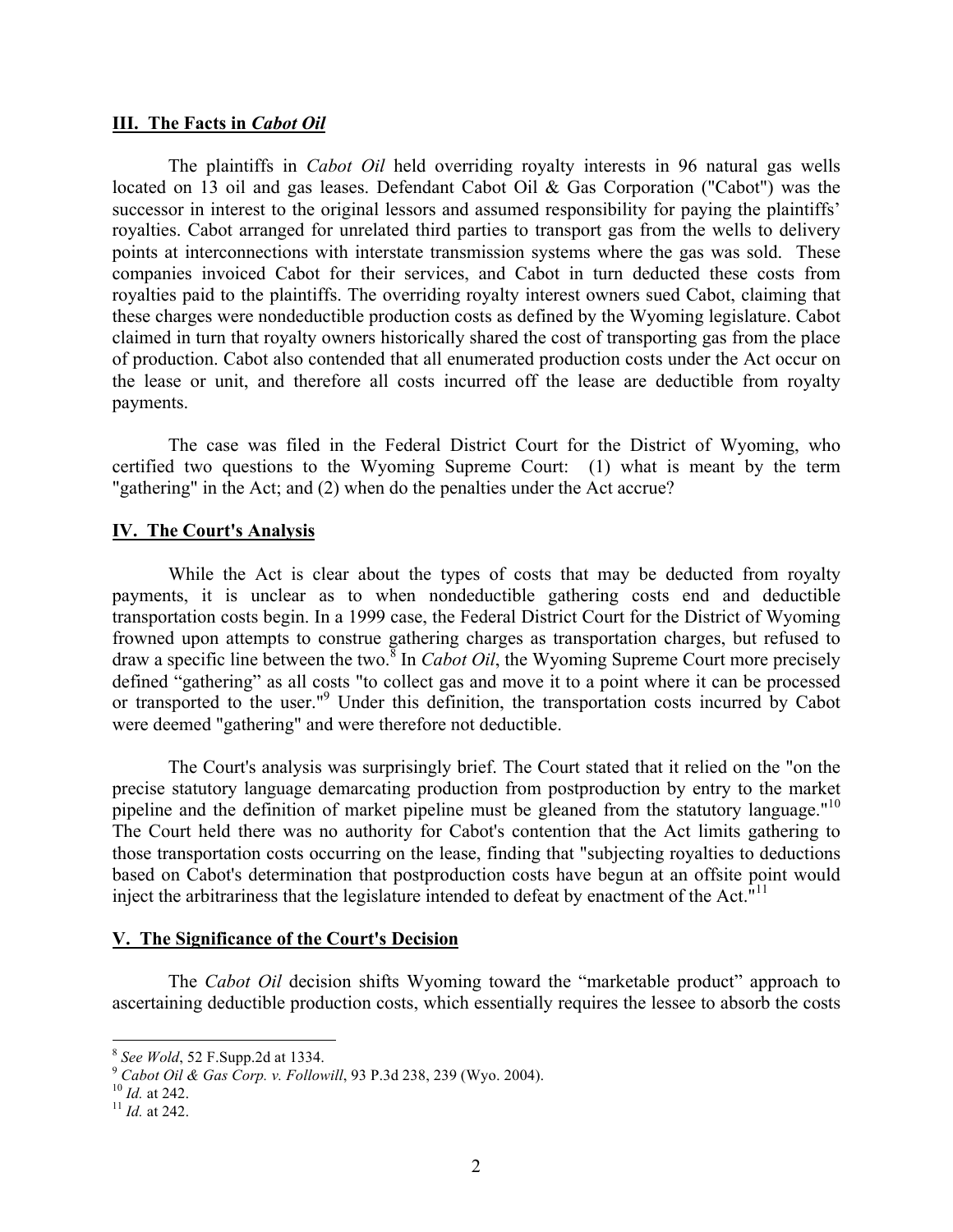## III. The Facts in *Cabot Oil*

The plaintiffs in *Cabot Oil* held overriding royalty interests in 96 natural gas wells located on 13 oil and gas leases. Defendant Cabot Oil & Gas Corporation ("Cabot") was the successor in interest to the original lessors and assumed responsibility for paying the plaintiffs' royalties. Cabot arranged for unrelated third parties to transport gas from the wells to delivery points at interconnections with interstate transmission systems where the gas was sold. These companies invoiced Cabot for their services, and Cabot in turn deducted these costs from royalties paid to the plaintiffs. The overriding royalty interest owners sued Cabot, claiming that these charges were nondeductible production costs as defined by the Wyoming legislature. Cabot claimed in turn that royalty owners historically shared the cost of transporting gas from the place of production. Cabot also contended that all enumerated production costs under the Act occur on the lease or unit, and therefore all costs incurred off the lease are deductible from royalty payments.

The case was filed in the Federal District Court for the District of Wyoming, who certified two questions to the Wyoming Supreme Court: (1) what is meant by the term "gathering" in the Act; and (2) when do the penalties under the Act accrue?

## IV. The Court's Analysis

While the Act is clear about the types of costs that may be deducted from royalty payments, it is unclear as to when nondeductible gathering costs end and deductible transportation costs begin. In a 1999 case, the Federal District Court for the District of Wyoming frowned upon attempts to construe gathering charges as transportation charges, but refused to draw a specific line between the two.[8] In *Cabot Oil*, the Wyoming Supreme Court more precisely defined "gathering" as all costs "to collect gas and move it to a point where it can be processed or transported to the user."[9] Under this definition, the transportation costs incurred by Cabot were deemed "gathering" and were therefore not deductible.

The Court's analysis was surprisingly brief. The Court stated that it relied on the "on the precise statutory language demarcating production from postproduction by entry to the market pipeline and the definition of market pipeline must be gleaned from the statutory language."[10] The Court held there was no authority for Cabot's contention that the Act limits gathering to those transportation costs occurring on the lease, finding that "subjecting royalties to deductions based on Cabot's determination that postproduction costs have begun at an offsite point would inject the arbitrariness that the legislature intended to defeat by enactment of the Act."[11]

## V. The Significance of the Court's Decision

The *Cabot Oil* decision shifts Wyoming toward the "marketable product" approach to ascertaining deductible production costs, which essentially requires the lessee to absorb the costs

---

[8] *See Wold*, 52 F.Supp.2d at 1334.

[9] *Cabot Oil & Gas Corp. v. Followill*, 93 P.3d 238, 239 (Wyo. 2004).

[10] *Id.* at 242.

[11] *Id.* at 242.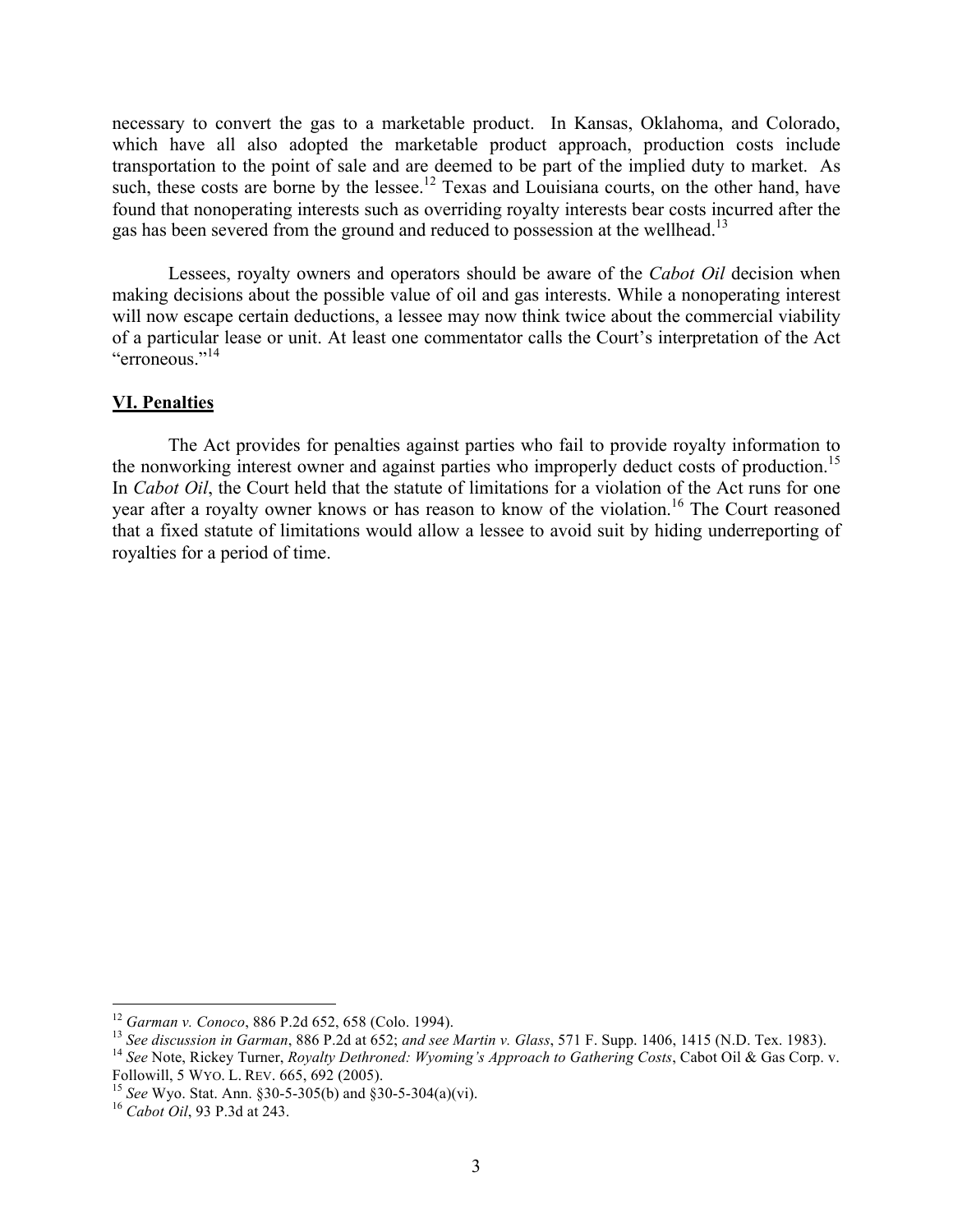necessary to convert the gas to a marketable product. In Kansas, Oklahoma, and Colorado, which have all also adopted the marketable product approach, production costs include transportation to the point of sale and are deemed to be part of the implied duty to market. As such, these costs are borne by the lessee.[12] Texas and Louisiana courts, on the other hand, have found that nonoperating interests such as overriding royalty interests bear costs incurred after the gas has been severed from the ground and reduced to possession at the wellhead.[13]

Lessees, royalty owners and operators should be aware of the *Cabot Oil* decision when making decisions about the possible value of oil and gas interests. While a nonoperating interest will now escape certain deductions, a lessee may now think twice about the commercial viability of a particular lease or unit. At least one commentator calls the Court's interpretation of the Act "erroneous."[14]

## VI. Penalties

The Act provides for penalties against parties who fail to provide royalty information to the nonworking interest owner and against parties who improperly deduct costs of production.[15] In *Cabot Oil*, the Court held that the statute of limitations for a violation of the Act runs for one year after a royalty owner knows or has reason to know of the violation.[16] The Court reasoned that a fixed statute of limitations would allow a lessee to avoid suit by hiding underreporting of royalties for a period of time.

---

[12] *Garman v. Conoco*, 886 P.2d 652, 658 (Colo. 1994).

[13] *See discussion in Garman*, 886 P.2d at 652; *and see Martin v. Glass*, 571 F. Supp. 1406, 1415 (N.D. Tex. 1983).

[14] *See* Note, Rickey Turner, *Royalty Dethroned: Wyoming's Approach to Gathering Costs*, Cabot Oil & Gas Corp. v. Followill, 5 WYO. L. REV. 665, 692 (2005).

[15] *See* Wyo. Stat. Ann. §30-5-305(b) and §30-5-304(a)(vi).

[16] *Cabot Oil*, 93 P.3d at 243.